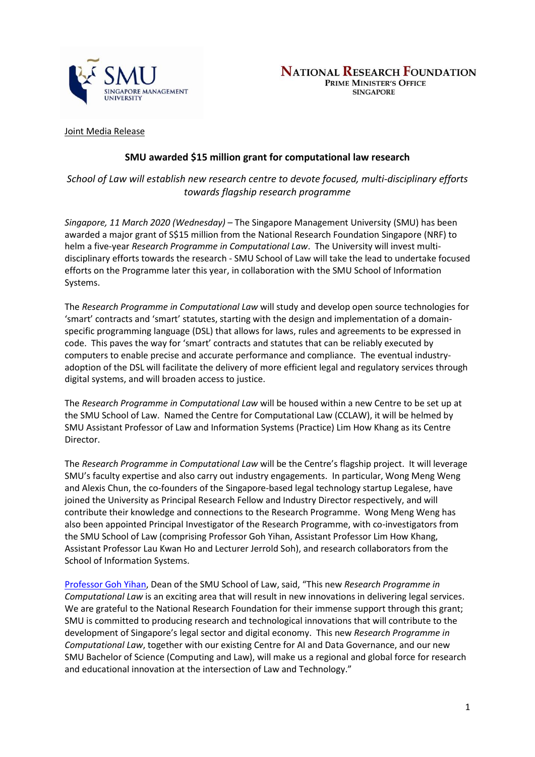NATIONAL RESEARCH FOUNDATION
PRIME MINISTER'S OFFICE
SINGAPORE

Joint Media Release

# SMU awarded $15 million grant for computational law research

*School of Law will establish new research centre to devote focused, multi-disciplinary efforts towards flagship research programme*

*Singapore, 11 March 2020 (Wednesday)* – The Singapore Management University (SMU) has been awarded a major grant of S$15 million from the National Research Foundation Singapore (NRF) to helm a five-year *Research Programme in Computational Law*. The University will invest multi-disciplinary efforts towards the research - SMU School of Law will take the lead to undertake focused efforts on the Programme later this year, in collaboration with the SMU School of Information Systems.

The *Research Programme in Computational Law* will study and develop open source technologies for 'smart' contracts and 'smart' statutes, starting with the design and implementation of a domain-specific programming language (DSL) that allows for laws, rules and agreements to be expressed in code. This paves the way for 'smart' contracts and statutes that can be reliably executed by computers to enable precise and accurate performance and compliance. The eventual industry-adoption of the DSL will facilitate the delivery of more efficient legal and regulatory services through digital systems, and will broaden access to justice.

The *Research Programme in Computational Law* will be housed within a new Centre to be set up at the SMU School of Law. Named the Centre for Computational Law (CCLAW), it will be helmed by SMU Assistant Professor of Law and Information Systems (Practice) Lim How Khang as its Centre Director.

The *Research Programme in Computational Law* will be the Centre's flagship project. It will leverage SMU's faculty expertise and also carry out industry engagements. In particular, Wong Meng Weng and Alexis Chun, the co-founders of the Singapore-based legal technology startup Legalese, have joined the University as Principal Research Fellow and Industry Director respectively, and will contribute their knowledge and connections to the Research Programme. Wong Meng Weng has also been appointed Principal Investigator of the Research Programme, with co-investigators from the SMU School of Law (comprising Professor Goh Yihan, Assistant Professor Lim How Khang, Assistant Professor Lau Kwan Ho and Lecturer Jerrold Soh), and research collaborators from the School of Information Systems.

Professor Goh Yihan, Dean of the SMU School of Law, said, "This new *Research Programme in Computational Law* is an exciting area that will result in new innovations in delivering legal services. We are grateful to the National Research Foundation for their immense support through this grant; SMU is committed to producing research and technological innovations that will contribute to the development of Singapore's legal sector and digital economy. This new *Research Programme in Computational Law*, together with our existing Centre for AI and Data Governance, and our new SMU Bachelor of Science (Computing and Law), will make us a regional and global force for research and educational innovation at the intersection of Law and Technology."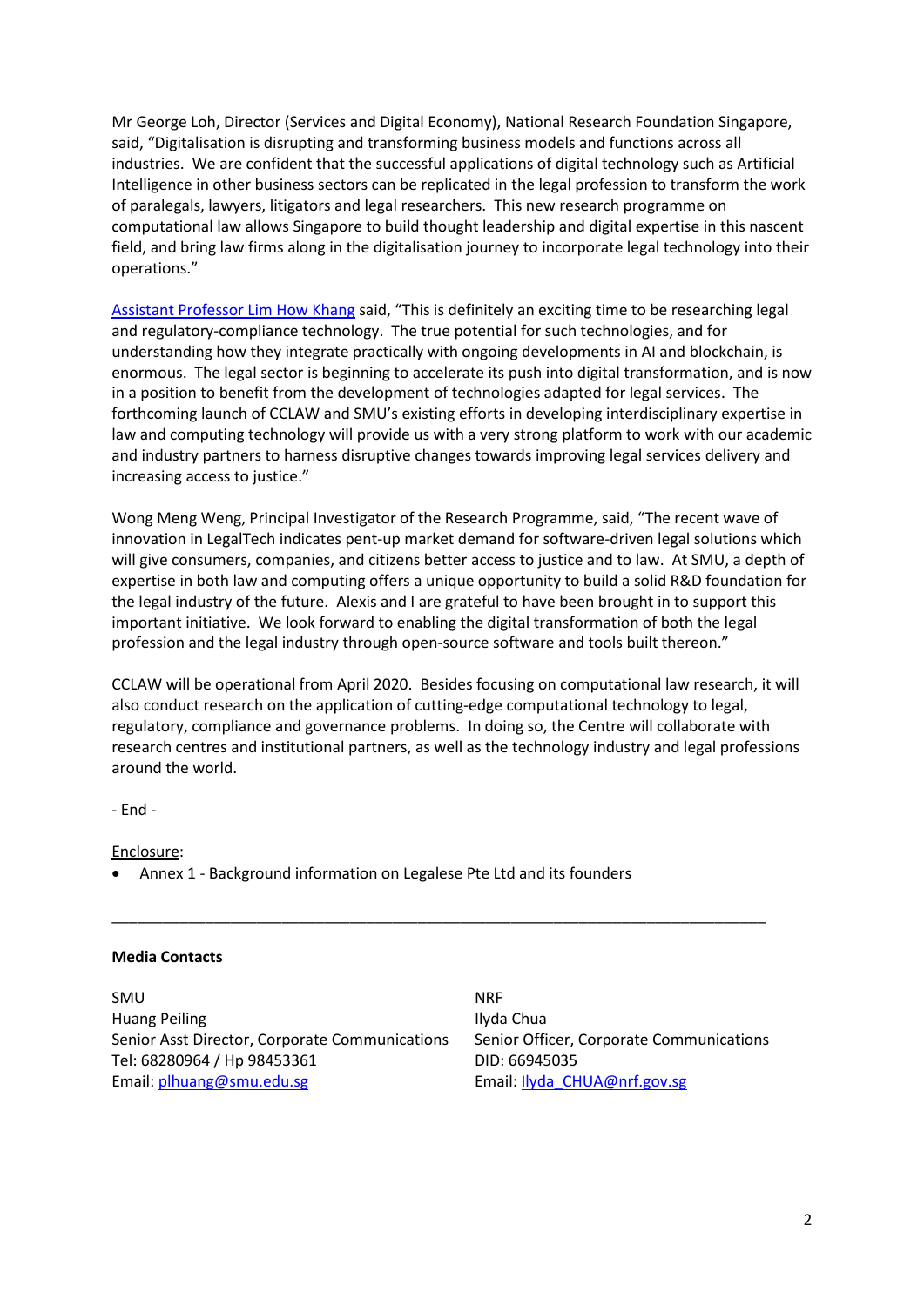Mr George Loh, Director (Services and Digital Economy), National Research Foundation Singapore, said, "Digitalisation is disrupting and transforming business models and functions across all industries. We are confident that the successful applications of digital technology such as Artificial Intelligence in other business sectors can be replicated in the legal profession to transform the work of paralegals, lawyers, litigators and legal researchers. This new research programme on computational law allows Singapore to build thought leadership and digital expertise in this nascent field, and bring law firms along in the digitalisation journey to incorporate legal technology into their operations."

Assistant Professor Lim How Khang said, "This is definitely an exciting time to be researching legal and regulatory-compliance technology. The true potential for such technologies, and for understanding how they integrate practically with ongoing developments in AI and blockchain, is enormous. The legal sector is beginning to accelerate its push into digital transformation, and is now in a position to benefit from the development of technologies adapted for legal services. The forthcoming launch of CCLAW and SMU's existing efforts in developing interdisciplinary expertise in law and computing technology will provide us with a very strong platform to work with our academic and industry partners to harness disruptive changes towards improving legal services delivery and increasing access to justice."

Wong Meng Weng, Principal Investigator of the Research Programme, said, "The recent wave of innovation in LegalTech indicates pent-up market demand for software-driven legal solutions which will give consumers, companies, and citizens better access to justice and to law. At SMU, a depth of expertise in both law and computing offers a unique opportunity to build a solid R&D foundation for the legal industry of the future. Alexis and I are grateful to have been brought in to support this important initiative. We look forward to enabling the digital transformation of both the legal profession and the legal industry through open-source software and tools built thereon."

CCLAW will be operational from April 2020. Besides focusing on computational law research, it will also conduct research on the application of cutting-edge computational technology to legal, regulatory, compliance and governance problems. In doing so, the Centre will collaborate with research centres and institutional partners, as well as the technology industry and legal professions around the world.

- End -

Enclosure:

- Annex 1 - Background information on Legalese Pte Ltd and its founders

---

**Media Contacts**

SMU
Huang Peiling
Senior Asst Director, Corporate Communications
Tel: 68280964 / Hp 98453361
Email: plhuang@smu.edu.sg

NRF
Ilyda Chua
Senior Officer, Corporate Communications
DID: 66945035
Email: Ilyda_CHUA@nrf.gov.sg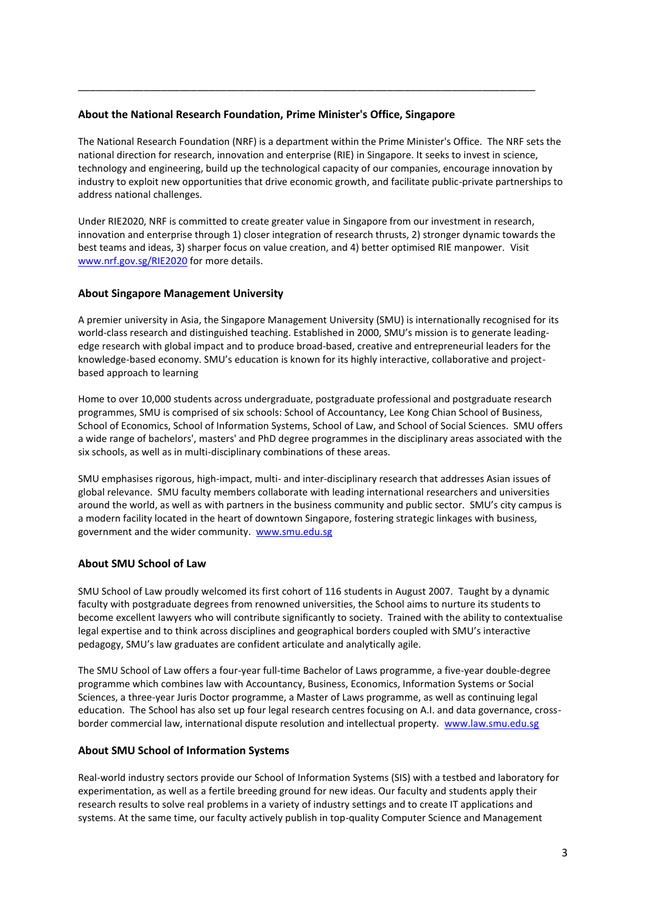---

**About the National Research Foundation, Prime Minister's Office, Singapore**

The National Research Foundation (NRF) is a department within the Prime Minister's Office. The NRF sets the national direction for research, innovation and enterprise (RIE) in Singapore. It seeks to invest in science, technology and engineering, build up the technological capacity of our companies, encourage innovation by industry to exploit new opportunities that drive economic growth, and facilitate public-private partnerships to address national challenges.

Under RIE2020, NRF is committed to create greater value in Singapore from our investment in research, innovation and enterprise through 1) closer integration of research thrusts, 2) stronger dynamic towards the best teams and ideas, 3) sharper focus on value creation, and 4) better optimised RIE manpower. Visit www.nrf.gov.sg/RIE2020 for more details.

**About Singapore Management University**

A premier university in Asia, the Singapore Management University (SMU) is internationally recognised for its world-class research and distinguished teaching. Established in 2000, SMU's mission is to generate leading-edge research with global impact and to produce broad-based, creative and entrepreneurial leaders for the knowledge-based economy. SMU's education is known for its highly interactive, collaborative and project-based approach to learning

Home to over 10,000 students across undergraduate, postgraduate professional and postgraduate research programmes, SMU is comprised of six schools: School of Accountancy, Lee Kong Chian School of Business, School of Economics, School of Information Systems, School of Law, and School of Social Sciences. SMU offers a wide range of bachelors', masters' and PhD degree programmes in the disciplinary areas associated with the six schools, as well as in multi-disciplinary combinations of these areas.

SMU emphasises rigorous, high-impact, multi- and inter-disciplinary research that addresses Asian issues of global relevance. SMU faculty members collaborate with leading international researchers and universities around the world, as well as with partners in the business community and public sector. SMU's city campus is a modern facility located in the heart of downtown Singapore, fostering strategic linkages with business, government and the wider community. www.smu.edu.sg

**About SMU School of Law**

SMU School of Law proudly welcomed its first cohort of 116 students in August 2007. Taught by a dynamic faculty with postgraduate degrees from renowned universities, the School aims to nurture its students to become excellent lawyers who will contribute significantly to society. Trained with the ability to contextualise legal expertise and to think across disciplines and geographical borders coupled with SMU's interactive pedagogy, SMU's law graduates are confident articulate and analytically agile.

The SMU School of Law offers a four-year full-time Bachelor of Laws programme, a five-year double-degree programme which combines law with Accountancy, Business, Economics, Information Systems or Social Sciences, a three-year Juris Doctor programme, a Master of Laws programme, as well as continuing legal education. The School has also set up four legal research centres focusing on A.I. and data governance, cross-border commercial law, international dispute resolution and intellectual property. www.law.smu.edu.sg

**About SMU School of Information Systems**

Real-world industry sectors provide our School of Information Systems (SIS) with a testbed and laboratory for experimentation, as well as a fertile breeding ground for new ideas. Our faculty and students apply their research results to solve real problems in a variety of industry settings and to create IT applications and systems. At the same time, our faculty actively publish in top-quality Computer Science and Management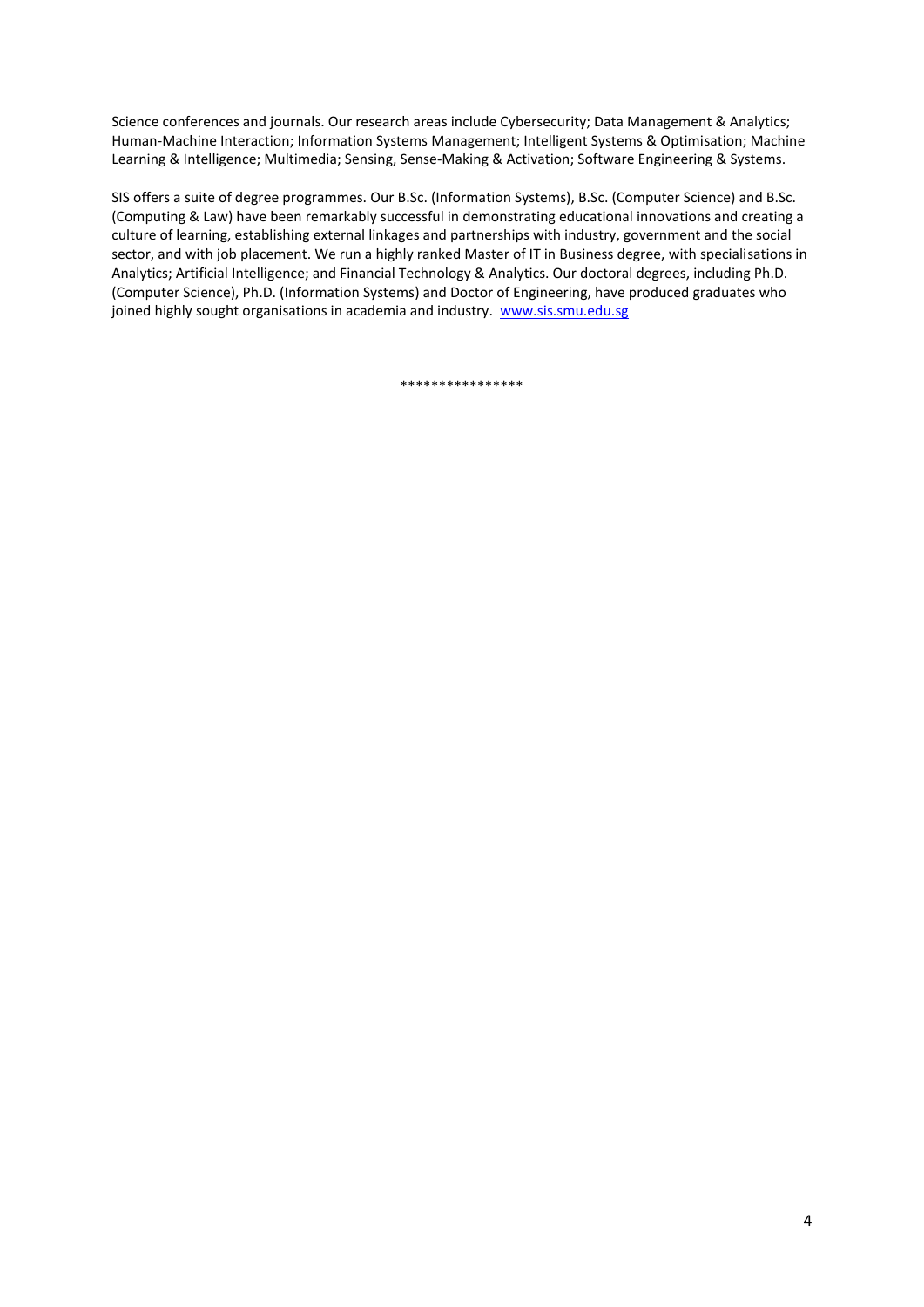Science conferences and journals. Our research areas include Cybersecurity; Data Management & Analytics; Human-Machine Interaction; Information Systems Management; Intelligent Systems & Optimisation; Machine Learning & Intelligence; Multimedia; Sensing, Sense-Making & Activation; Software Engineering & Systems.

SIS offers a suite of degree programmes. Our B.Sc. (Information Systems), B.Sc. (Computer Science) and B.Sc. (Computing & Law) have been remarkably successful in demonstrating educational innovations and creating a culture of learning, establishing external linkages and partnerships with industry, government and the social sector, and with job placement. We run a highly ranked Master of IT in Business degree, with specialisations in Analytics; Artificial Intelligence; and Financial Technology & Analytics. Our doctoral degrees, including Ph.D. (Computer Science), Ph.D. (Information Systems) and Doctor of Engineering, have produced graduates who joined highly sought organisations in academia and industry. [www.sis.smu.edu.sg](http://www.sis.smu.edu.sg)

****************